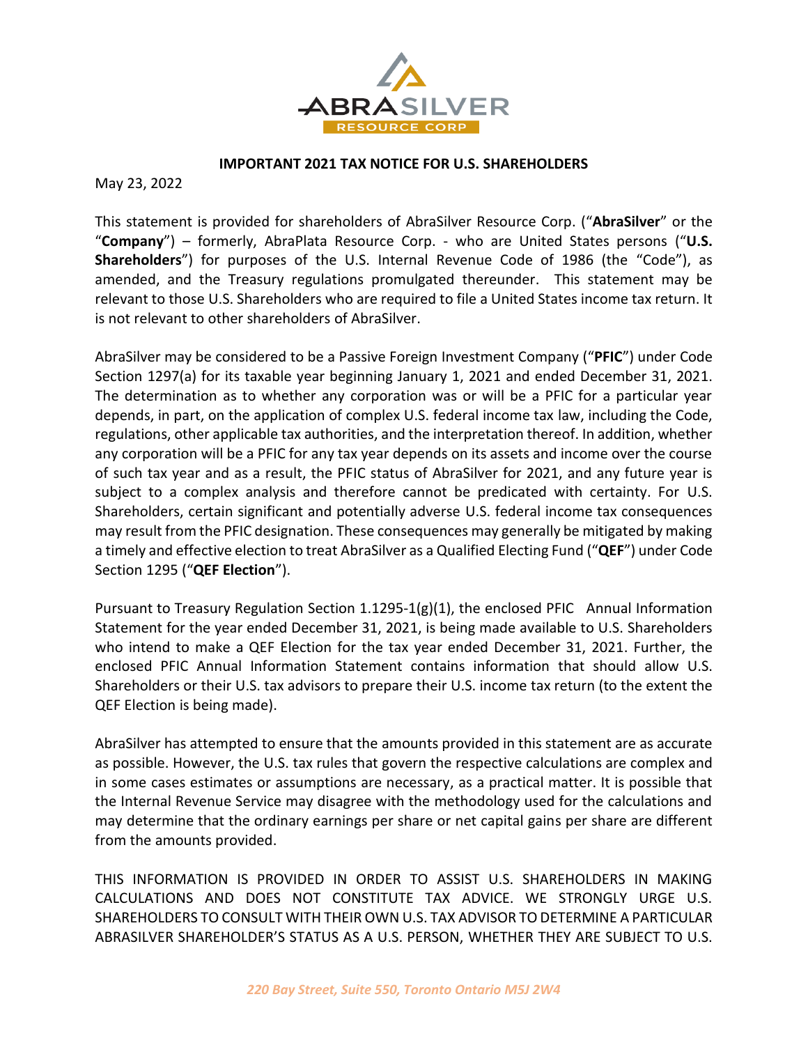**IMPORTANT 2021 TAX NOTICE FOR U.S. SHAREHOLDERS**

May 23, 2022

This statement is provided for shareholders of AbraSilver Resource Corp. ("**AbraSilver**" or the "**Company**") – formerly, AbraPlata Resource Corp. - who are United States persons ("**U.S. Shareholders**") for purposes of the U.S. Internal Revenue Code of 1986 (the "Code"), as amended, and the Treasury regulations promulgated thereunder. This statement may be relevant to those U.S. Shareholders who are required to file a United States income tax return. It is not relevant to other shareholders of AbraSilver.

AbraSilver may be considered to be a Passive Foreign Investment Company ("**PFIC**") under Code Section 1297(a) for its taxable year beginning January 1, 2021 and ended December 31, 2021. The determination as to whether any corporation was or will be a PFIC for a particular year depends, in part, on the application of complex U.S. federal income tax law, including the Code, regulations, other applicable tax authorities, and the interpretation thereof. In addition, whether any corporation will be a PFIC for any tax year depends on its assets and income over the course of such tax year and as a result, the PFIC status of AbraSilver for 2021, and any future year is subject to a complex analysis and therefore cannot be predicated with certainty. For U.S. Shareholders, certain significant and potentially adverse U.S. federal income tax consequences may result from the PFIC designation. These consequences may generally be mitigated by making a timely and effective election to treat AbraSilver as a Qualified Electing Fund ("**QEF**") under Code Section 1295 ("**QEF Election**").

Pursuant to Treasury Regulation Section 1.1295-1(g)(1), the enclosed PFIC Annual Information Statement for the year ended December 31, 2021, is being made available to U.S. Shareholders who intend to make a QEF Election for the tax year ended December 31, 2021. Further, the enclosed PFIC Annual Information Statement contains information that should allow U.S. Shareholders or their U.S. tax advisors to prepare their U.S. income tax return (to the extent the QEF Election is being made).

AbraSilver has attempted to ensure that the amounts provided in this statement are as accurate as possible. However, the U.S. tax rules that govern the respective calculations are complex and in some cases estimates or assumptions are necessary, as a practical matter. It is possible that the Internal Revenue Service may disagree with the methodology used for the calculations and may determine that the ordinary earnings per share or net capital gains per share are different from the amounts provided.

THIS INFORMATION IS PROVIDED IN ORDER TO ASSIST U.S. SHAREHOLDERS IN MAKING CALCULATIONS AND DOES NOT CONSTITUTE TAX ADVICE. WE STRONGLY URGE U.S. SHAREHOLDERS TO CONSULT WITH THEIR OWN U.S. TAX ADVISOR TO DETERMINE A PARTICULAR ABRASILVER SHAREHOLDER'S STATUS AS A U.S. PERSON, WHETHER THEY ARE SUBJECT TO U.S.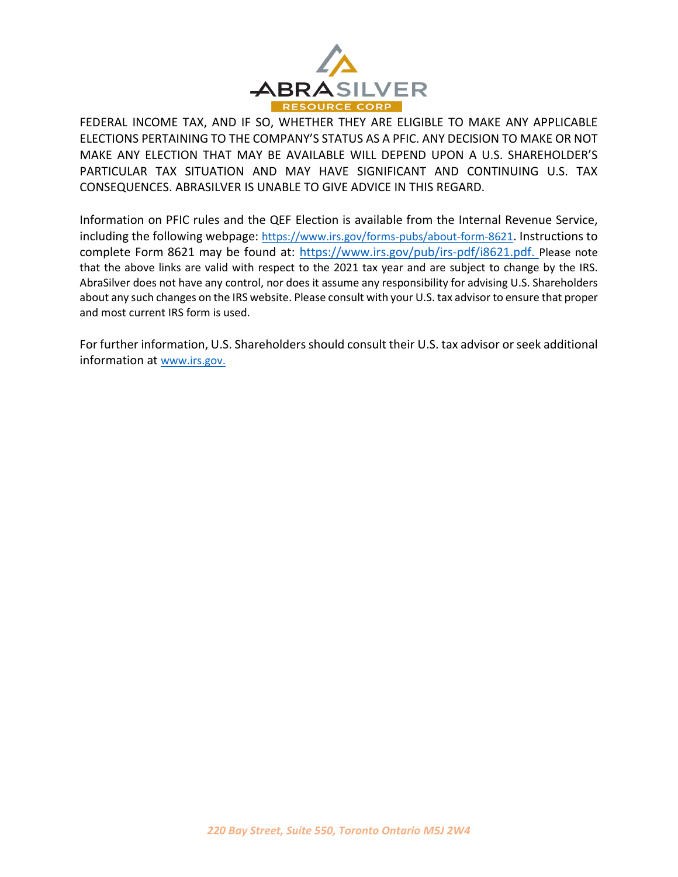FEDERAL INCOME TAX, AND IF SO, WHETHER THEY ARE ELIGIBLE TO MAKE ANY APPLICABLE ELECTIONS PERTAINING TO THE COMPANY'S STATUS AS A PFIC. ANY DECISION TO MAKE OR NOT MAKE ANY ELECTION THAT MAY BE AVAILABLE WILL DEPEND UPON A U.S. SHAREHOLDER'S PARTICULAR TAX SITUATION AND MAY HAVE SIGNIFICANT AND CONTINUING U.S. TAX CONSEQUENCES. ABRASILVER IS UNABLE TO GIVE ADVICE IN THIS REGARD.

Information on PFIC rules and the QEF Election is available from the Internal Revenue Service, including the following webpage: https://www.irs.gov/forms-pubs/about-form-8621. Instructions to complete Form 8621 may be found at: https://www.irs.gov/pub/irs-pdf/i8621.pdf. Please note that the above links are valid with respect to the 2021 tax year and are subject to change by the IRS. AbraSilver does not have any control, nor does it assume any responsibility for advising U.S. Shareholders about any such changes on the IRS website. Please consult with your U.S. tax advisor to ensure that proper and most current IRS form is used.

For further information, U.S. Shareholders should consult their U.S. tax advisor or seek additional information at www.irs.gov.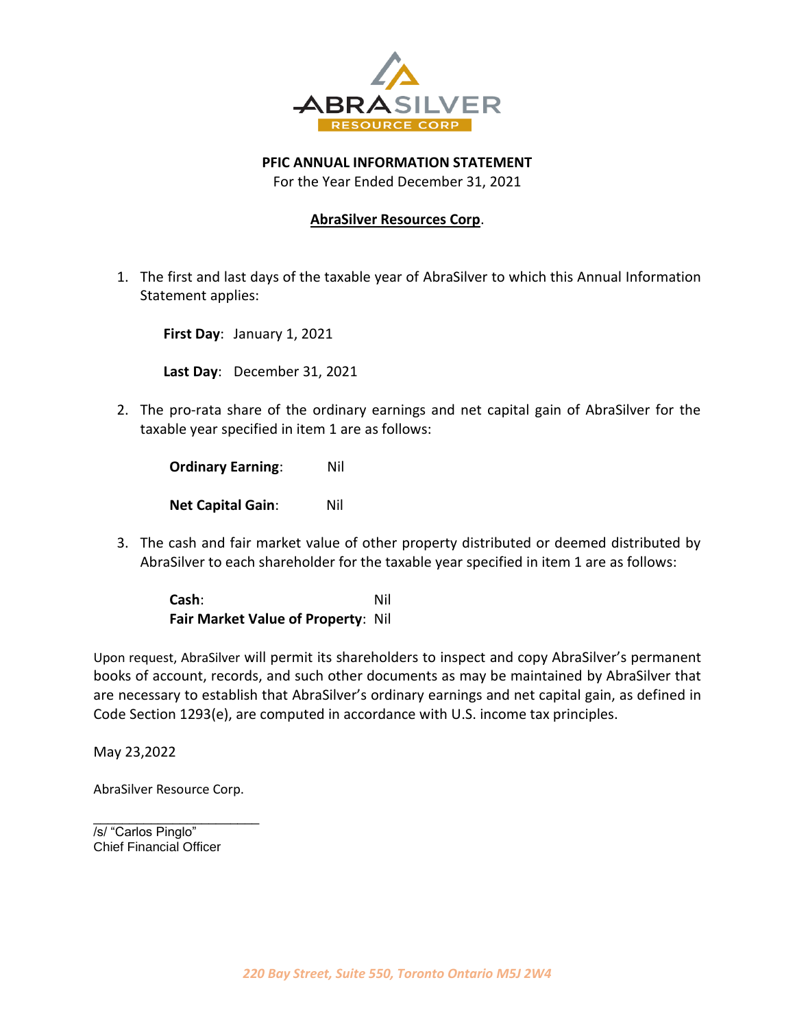ABRASILVER
RESOURCE CORP

**PFIC ANNUAL INFORMATION STATEMENT**

For the Year Ended December 31, 2021

**AbraSilver Resources Corp**.

1. The first and last days of the taxable year of AbraSilver to which this Annual Information Statement applies:

   **First Day**: January 1, 2021

   **Last Day**: December 31, 2021

2. The pro-rata share of the ordinary earnings and net capital gain of AbraSilver for the taxable year specified in item 1 are as follows:

   **Ordinary Earning**: Nil

   **Net Capital Gain**: Nil

3. The cash and fair market value of other property distributed or deemed distributed by AbraSilver to each shareholder for the taxable year specified in item 1 are as follows:

   **Cash**: Nil
   **Fair Market Value of Property**: Nil

Upon request, AbraSilver will permit its shareholders to inspect and copy AbraSilver's permanent books of account, records, and such other documents as may be maintained by AbraSilver that are necessary to establish that AbraSilver's ordinary earnings and net capital gain, as defined in Code Section 1293(e), are computed in accordance with U.S. income tax principles.

May 23,2022

AbraSilver Resource Corp.

\_\_\_\_\_\_\_\_\_\_\_\_\_\_\_\_\_\_\_\_\_\_\_
/s/ "Carlos Pinglo"
Chief Financial Officer

220 Bay Street, Suite 550, Toronto Ontario M5J 2W4